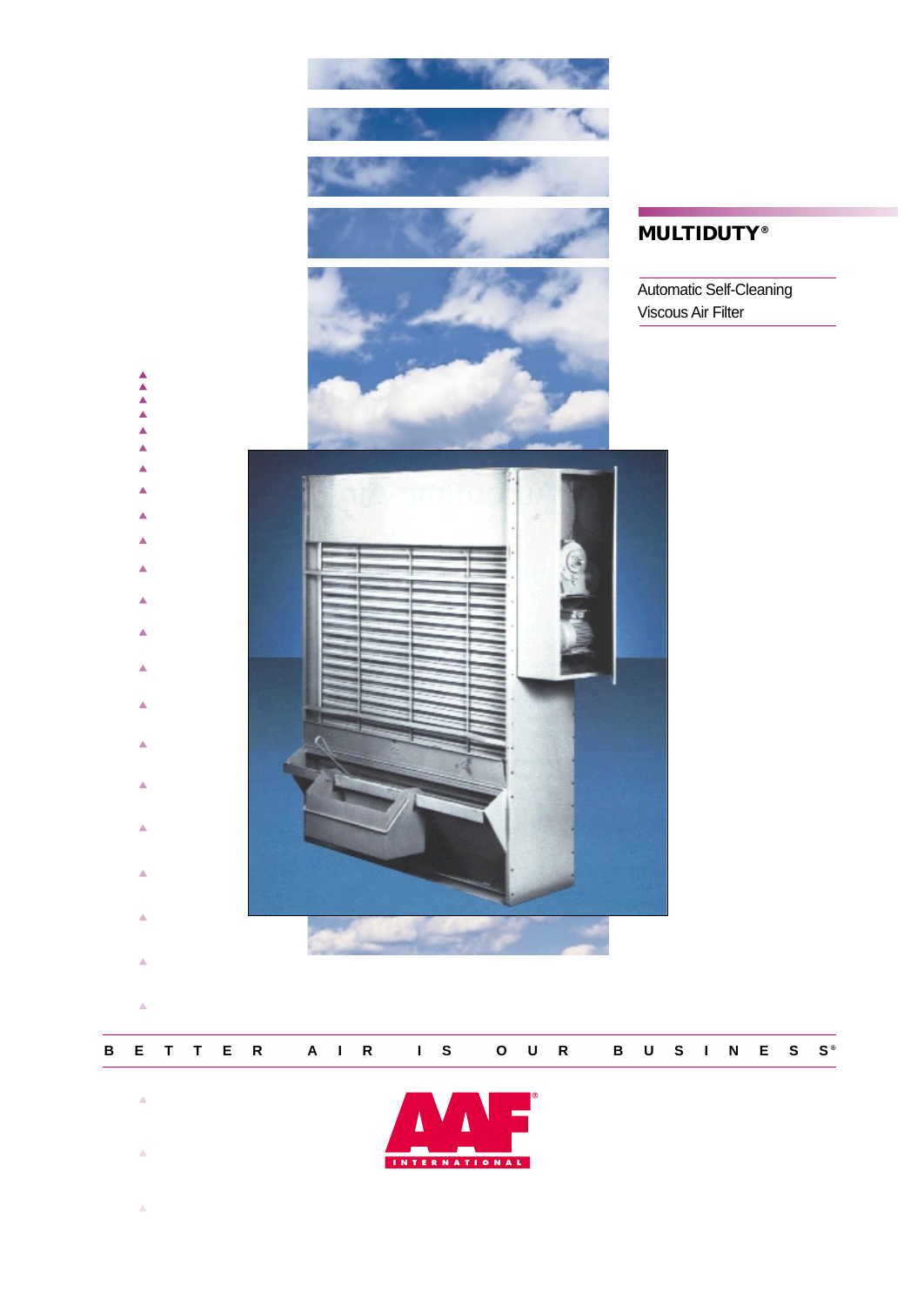# MULTIDUTY®

Automatic Self-Cleaning Viscous Air Filter

B E T T E R A I R I S O U R B U S I N E S S®

AAF® INTERNATIONAL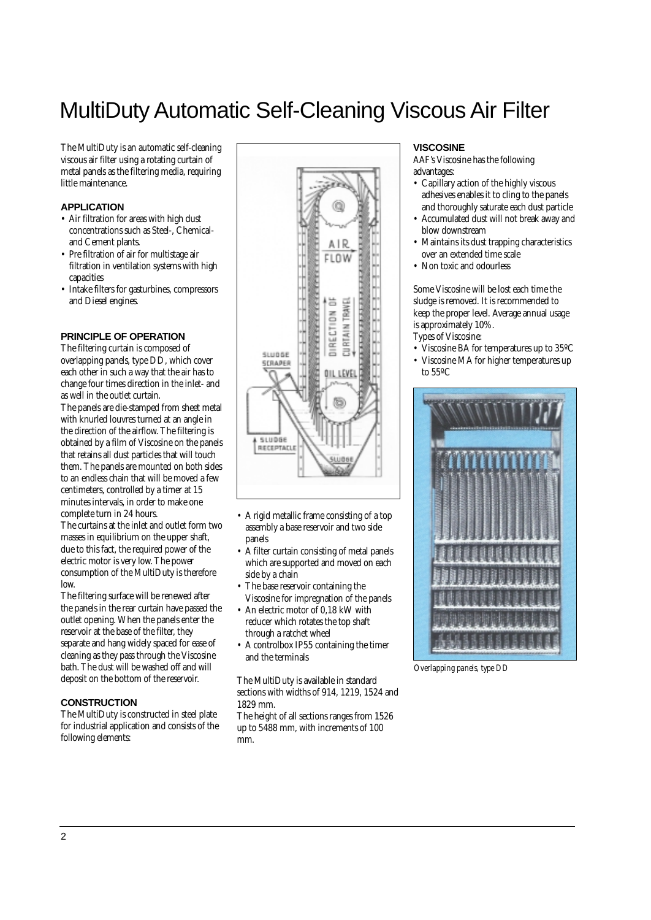# MultiDuty Automatic Self-Cleaning Viscous Air Filter

The MultiDuty is an automatic self-cleaning viscous air filter using a rotating curtain of metal panels as the filtering media, requiring little maintenance.

### APPLICATION

- Air filtration for areas with high dust concentrations such as Steel-, Chemical- and Cement plants.
- Pre filtration of air for multistage air filtration in ventilation systems with high capacities
- Intake filters for gasturbines, compressors and Diesel engines.

### PRINCIPLE OF OPERATION

The filtering curtain is composed of overlapping panels, type DD, which cover each other in such a way that the air has to change four times direction in the inlet- and as well in the outlet curtain.

The panels are die-stamped from sheet metal with knurled louvres turned at an angle in the direction of the airflow. The filtering is obtained by a film of Viscosine on the panels that retains all dust particles that will touch them. The panels are mounted on both sides to an endless chain that will be moved a few centimeters, controlled by a timer at 15 minutes intervals, in order to make one complete turn in 24 hours.

The curtains at the inlet and outlet form two masses in equilibrium on the upper shaft, due to this fact, the required power of the electric motor is very low. The power consumption of the MultiDuty is therefore low.

The filtering surface will be renewed after the panels in the rear curtain have passed the outlet opening. When the panels enter the reservoir at the base of the filter, they separate and hang widely spaced for ease of cleaning as they pass through the Viscosine bath. The dust will be washed off and will deposit on the bottom of the reservoir.

### CONSTRUCTION

The MultiDuty is constructed in steel plate for industrial application and consists of the following elements:

- A rigid metallic frame consisting of a top assembly a base reservoir and two side panels
- A filter curtain consisting of metal panels which are supported and moved on each side by a chain
- The base reservoir containing the Viscosine for impregnation of the panels
- An electric motor of 0,18 kW with reducer which rotates the top shaft through a ratchet wheel
- A controlbox IP55 containing the timer and the terminals

The MultiDuty is available in standard sections with widths of 914, 1219, 1524 and 1829 mm.

The height of all sections ranges from 1526 up to 5488 mm, with increments of 100 mm.

### VISCOSINE

AAF's Viscosine has the following advantages:

- Capillary action of the highly viscous adhesives enables it to cling to the panels and thoroughly saturate each dust particle
- Accumulated dust will not break away and blow downstream
- Maintains its dust trapping characteristics over an extended time scale
- Non toxic and odourless

Some Viscosine will be lost each time the sludge is removed. It is recommended to keep the proper level. Average annual usage is approximately 10%.

Types of Viscosine:

- Viscosine BA for temperatures up to 35ºC
- Viscosine MA for higher temperatures up to 55ºC

*Overlapping panels, type DD*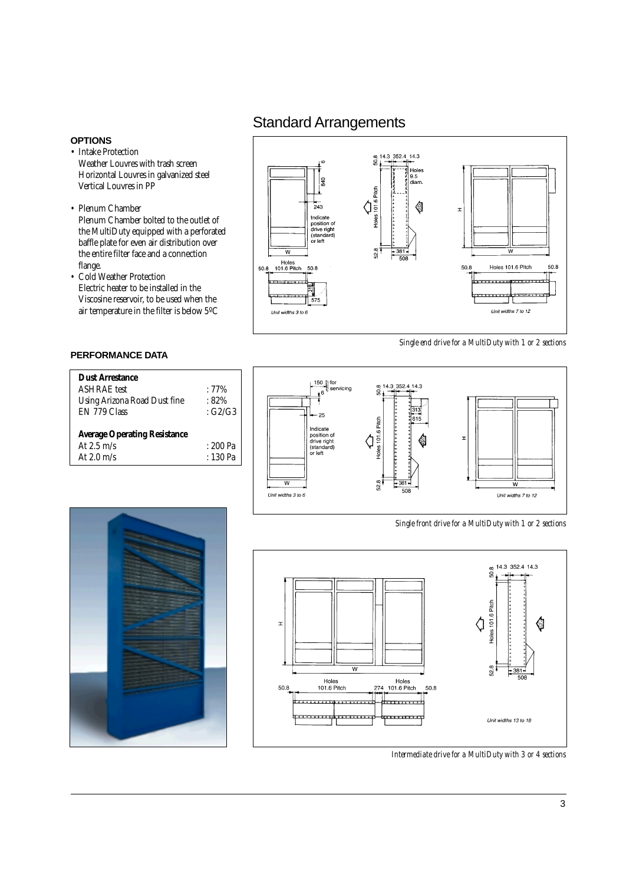# Standard Arrangements

**OPTIONS**

- Intake Protection
  Weather Louvres with trash screen
  Horizontal Louvres in galvanized steel
  Vertical Louvres in PP
- Plenum Chamber
  Plenum Chamber bolted to the outlet of the MultiDuty equipped with a perforated baffle plate for even air distribution over the entire filter face and a connection flange.
- Cold Weather Protection
  Electric heater to be installed in the Viscosine reservoir, to be used when the air temperature in the filter is below 5ºC

*Single end drive for a MultiDuty with 1 or 2 sections*

**PERFORMANCE DATA**

| **Dust Arrestance** | |
|---|---|
| ASHRAE test | : 77% |
| Using Arizona Road Dust fine | : 82% |
| EN 779 Class | : G2/G3 |
| **Average Operating Resistance** | |
| At 2.5 m/s | : 200 Pa |
| At 2.0 m/s | : 130 Pa |

*Single front drive for a MultiDuty with 1 or 2 sections*

*Intermediate drive for a MultiDuty with 3 or 4 sections*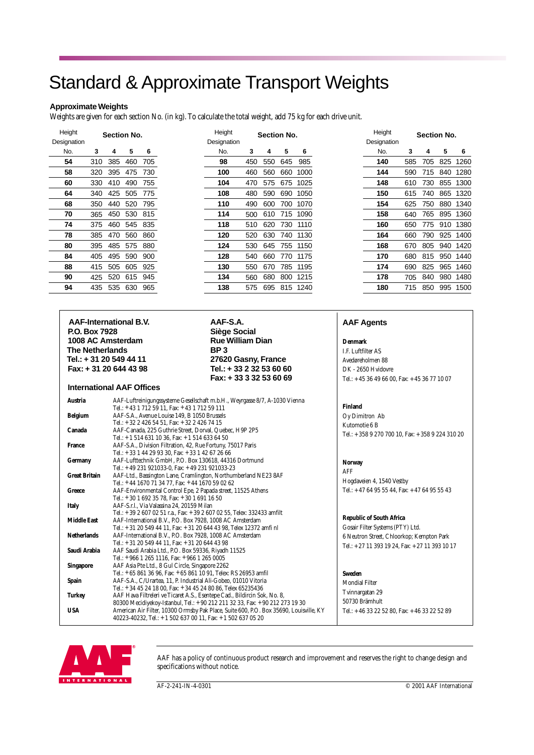# Standard & Approximate Transport Weights

### Approximate Weights

Weights are given for each section No. (in kg). To calculate the total weight, add 75 kg for each drive unit.

| Height Designation | Section No. | | | |
|---|---|---|---|---|
| No. | 3 | 4 | 5 | 6 |
| **54** | 310 | 385 | 460 | 705 |
| **58** | 320 | 395 | 475 | 730 |
| **60** | 330 | 410 | 490 | 755 |
| **64** | 340 | 425 | 505 | 775 |
| **68** | 350 | 440 | 520 | 795 |
| **70** | 365 | 450 | 530 | 815 |
| **74** | 375 | 460 | 545 | 835 |
| **78** | 385 | 470 | 560 | 860 |
| **80** | 395 | 485 | 575 | 880 |
| **84** | 405 | 495 | 590 | 900 |
| **88** | 415 | 505 | 605 | 925 |
| **90** | 425 | 520 | 615 | 945 |
| **94** | 435 | 535 | 630 | 965 |

| Height Designation | Section No. | | | |
|---|---|---|---|---|
| No. | 3 | 4 | 5 | 6 |
| **98** | 450 | 550 | 645 | 985 |
| **100** | 460 | 560 | 660 | 1000 |
| **104** | 470 | 575 | 675 | 1025 |
| **108** | 480 | 590 | 690 | 1050 |
| **110** | 490 | 600 | 700 | 1070 |
| **114** | 500 | 610 | 715 | 1090 |
| **118** | 510 | 620 | 730 | 1110 |
| **120** | 520 | 630 | 740 | 1130 |
| **124** | 530 | 645 | 755 | 1150 |
| **128** | 540 | 660 | 770 | 1175 |
| **130** | 550 | 670 | 785 | 1195 |
| **134** | 560 | 680 | 800 | 1215 |
| **138** | 575 | 695 | 815 | 1240 |

| Height Designation | Section No. | | | |
|---|---|---|---|---|
| No. | 3 | 4 | 5 | 6 |
| **140** | 585 | 705 | 825 | 1260 |
| **144** | 590 | 715 | 840 | 1280 |
| **148** | 610 | 730 | 855 | 1300 |
| **150** | 615 | 740 | 865 | 1320 |
| **154** | 625 | 750 | 880 | 1340 |
| **158** | 640 | 765 | 895 | 1360 |
| **160** | 650 | 775 | 910 | 1380 |
| **164** | 660 | 790 | 925 | 1400 |
| **168** | 670 | 805 | 940 | 1420 |
| **170** | 680 | 815 | 950 | 1440 |
| **174** | 690 | 825 | 965 | 1460 |
| **178** | 705 | 840 | 980 | 1480 |
| **180** | 715 | 850 | 995 | 1500 |

**AAF-International B.V.**
**P.O. Box 7928**
**1008 AC Amsterdam**
**The Netherlands**
**Tel.: + 31 20 549 44 11**
**Fax: + 31 20 644 43 98**

**AAF-S.A.**
**Siège Social**
**Rue William Dian**
**BP 3**
**27620 Gasny, France**
**Tel.: + 33 2 32 53 60 60**
**Fax: + 33 3 32 53 60 69**

### International AAF Offices

**Austria** AAF-Luftreinigungssysteme Gesellschaft m.b.H., Weyrgasse 8/7, A-1030 Vienna
Tel.: +43 1 712 59 11, Fax: +43 1 712 59 111

**Belgium** AAF-S.A., Avenue Louise 149, B 1050 Brussels
Tel.: +32 2 426 54 51, Fax: +32 2 426 74 15

**Canada** AAF-Canada, 225 Guthrie Street, Dorval, Quebec, H9P 2P5
Tel.: +1 514 631 10 36, Fax: +1 514 633 64 50

**France** AAF-S.A., Division Filtration, 42, Rue Fortuny, 75017 Paris
Tel.: +33 1 44 29 93 30, Fax: +33 1 42 67 26 66

**Germany** AAF-Lufttechnik GmbH, P.O. Box 130618, 44316 Dortmund
Tel.: +49 231 921033-0, Fax: +49 231 921033-23

**Great Britain** AAF-Ltd., Bassington Lane, Cramlington, Northumberland NE23 8AF
Tel.: +44 1670 71 34 77, Fax: +44 1670 59 02 62

**Greece** AAF-Environmental Control Epe, 2 Papada street, 11525 Athens
Tel.: +30 1 692 35 78, Fax: +30 1 691 16 50

**Italy** AAF-S.r.l., Via Valassina 24, 20159 Milan
Tel.: +39 2 607 02 51 r.a., Fax: +39 2 607 02 55, Telex: 332433 amfilt

**Middle East** AAF-International B.V., P.O. Box 7928, 1008 AC Amsterdam
Tel.: +31 20 549 44 11, Fax: +31 20 644 43 98, Telex 12372 amfi nl

**Netherlands** AAF-International B.V., P.O. Box 7928, 1008 AC Amsterdam
Tel.: +31 20 549 44 11, Fax: +31 20 644 43 98

**Saudi Arabia** AAF Saudi Arabia Ltd., P.O. Box 59336, Riyadh 11525
Tel.: +966 1 265 1116, Fax: +966 1 265 0005

**Singapore** AAF Asia Pte Ltd., 8 Gul Circle, Singapore 2262
Tel.: +65 861 36 96, Fax: +65 861 10 91, Telex: RS 26953 amfil

**Spain** AAF-S.A., C/Urartea, 11, P. Industrial Ali-Gobeo, 01010 Vitoria
Tel.: +34 45 24 18 00, Fax: +34 45 24 80 86, Telex 65235436

**Turkey** AAF Hava Filtreleri ve Ticaret A.S., Esentepe Cad., Bildircin Sok, No. 8,
80300 Mecidiyekoy-Istanbul, Tel.: +90 212 211 32 33, Fax: +90 212 273 19 30

**USA** American Air Filter, 10300 Ormsby Pak Place, Suite 600, P.O. Box 35690, Louisville, KY
40223-40232, Tel.: +1 502 637 00 11, Fax: +1 502 637 05 20

### AAF Agents

**Denmark**
I.F. Luftfilter AS
Avedøreholmen 88
DK - 2650 Hvidovre
Tel.: +45 36 49 66 00, Fax: +45 36 77 10 07

**Finland**
Oy Dimitron Ab
Kutomotie 6 B
Tel.: +358 9 270 700 10, Fax: +358 9 224 310 20

**Norway**
AFF
Hogdaveien 4, 1540 Vestby
Tel.: +47 64 95 55 44, Fax: +47 64 95 55 43

**Republic of South Africa**
Gosair Filter Systems (PTY) Ltd.
6 Neutron Street, Chloorkop; Kempton Park
Tel.: +27 11 393 19 24, Fax: +27 11 393 10 17

**Sweden**
Mondial Filter
Tvinnargatan 29
50730 Brämhult
Tel.: +46 33 22 52 80, Fax: +46 33 22 52 89

AAF INTERNATIONAL

AAF has a policy of continuous product research and improvement and reserves the right to change design and specifications without notice.

AF-2-241-IN-4-0301 © 2001 AAF International